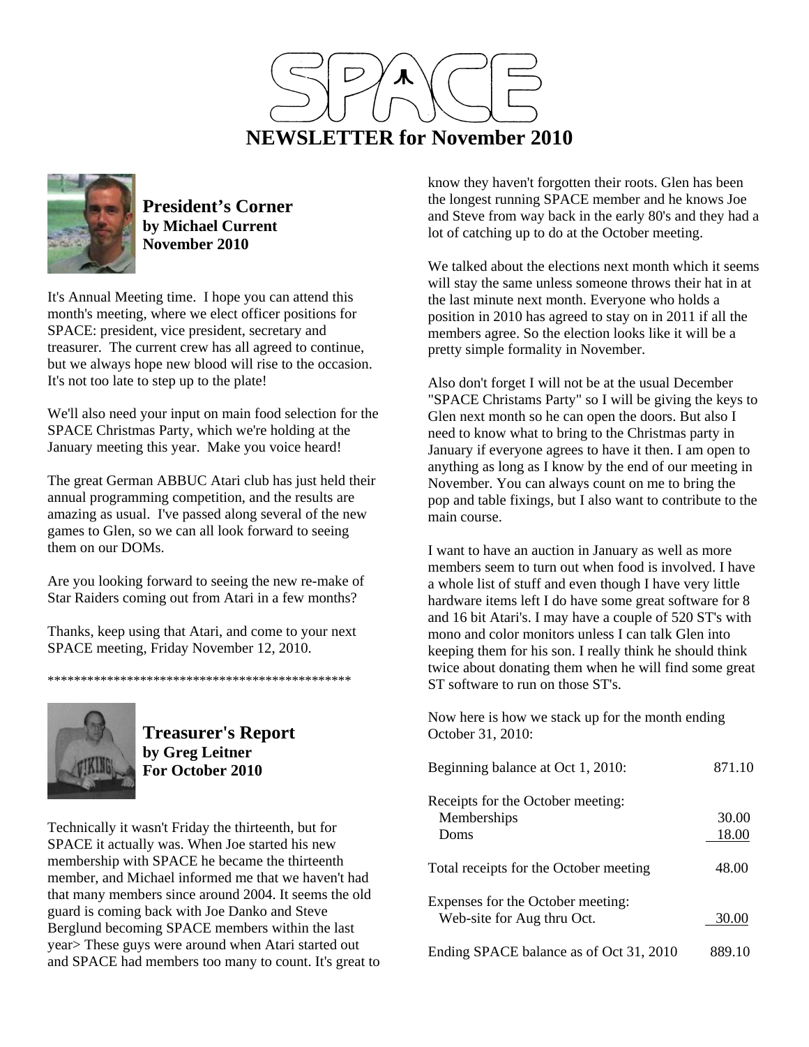# SPACE

# NEWSLETTER for November 2010

## President's Corner
**by Michael Current**
**November 2010**

It's Annual Meeting time. I hope you can attend this month's meeting, where we elect officer positions for SPACE: president, vice president, secretary and treasurer. The current crew has all agreed to continue, but we always hope new blood will rise to the occasion. It's not too late to step up to the plate!

We'll also need your input on main food selection for the SPACE Christmas Party, which we're holding at the January meeting this year. Make you voice heard!

The great German ABBUC Atari club has just held their annual programming competition, and the results are amazing as usual. I've passed along several of the new games to Glen, so we can all look forward to seeing them on our DOMs.

Are you looking forward to seeing the new re-make of Star Raiders coming out from Atari in a few months?

Thanks, keep using that Atari, and come to your next SPACE meeting, Friday November 12, 2010.

**********************************************

## Treasurer's Report
**by Greg Leitner**
**For October 2010**

Technically it wasn't Friday the thirteenth, but for SPACE it actually was. When Joe started his new membership with SPACE he became the thirteenth member, and Michael informed me that we haven't had that many members since around 2004. It seems the old guard is coming back with Joe Danko and Steve Berglund becoming SPACE members within the last year> These guys were around when Atari started out and SPACE had members too many to count. It's great to know they haven't forgotten their roots. Glen has been the longest running SPACE member and he knows Joe and Steve from way back in the early 80's and they had a lot of catching up to do at the October meeting.

We talked about the elections next month which it seems will stay the same unless someone throws their hat in at the last minute next month. Everyone who holds a position in 2010 has agreed to stay on in 2011 if all the members agree. So the election looks like it will be a pretty simple formality in November.

Also don't forget I will not be at the usual December "SPACE Christams Party" so I will be giving the keys to Glen next month so he can open the doors. But also I need to know what to bring to the Christmas party in January if everyone agrees to have it then. I am open to anything as long as I know by the end of our meeting in November. You can always count on me to bring the pop and table fixings, but I also want to contribute to the main course.

I want to have an auction in January as well as more members seem to turn out when food is involved. I have a whole list of stuff and even though I have very little hardware items left I do have some great software for 8 and 16 bit Atari's. I may have a couple of 520 ST's with mono and color monitors unless I can talk Glen into keeping them for his son. I really think he should think twice about donating them when he will find some great ST software to run on those ST's.

Now here is how we stack up for the month ending October 31, 2010:

| | |
|---|---|
| Beginning balance at Oct 1, 2010: | 871.10 |
| Receipts for the October meeting: | |
| Memberships | 30.00 |
| Doms | 18.00 |
| Total receipts for the October meeting | 48.00 |
| Expenses for the October meeting: | |
| Web-site for Aug thru Oct. | 30.00 |
| Ending SPACE balance as of Oct 31, 2010 | 889.10 |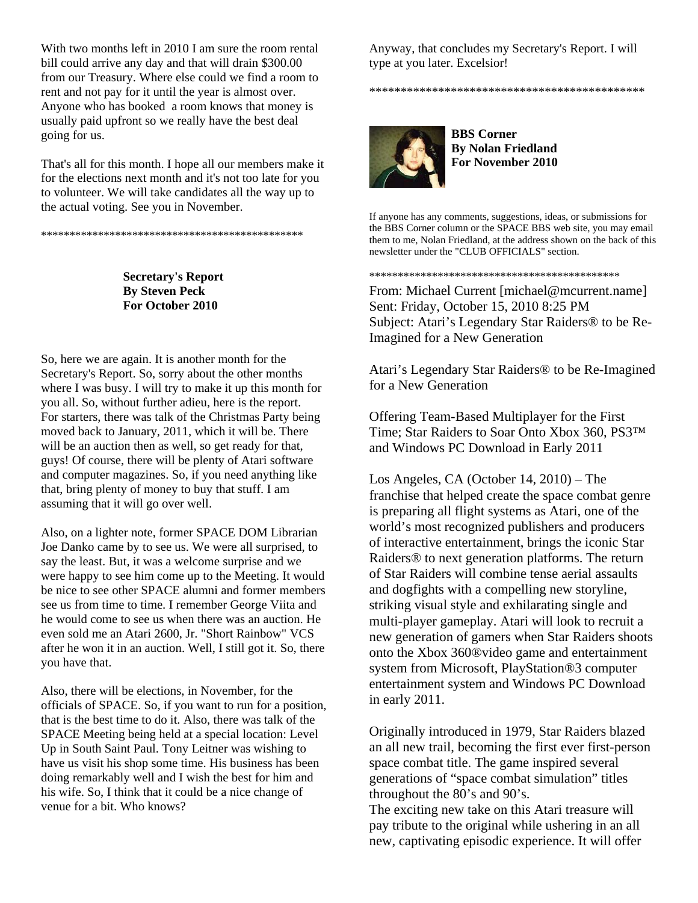With two months left in 2010 I am sure the room rental bill could arrive any day and that will drain $300.00 from our Treasury. Where else could we find a room to rent and not pay for it until the year is almost over. Anyone who has booked a room knows that money is usually paid upfront so we really have the best deal going for us.

That's all for this month. I hope all our members make it for the elections next month and it's not too late for you to volunteer. We will take candidates all the way up to the actual voting. See you in November.

**********************************************

**Secretary's Report**
**By Steven Peck**
**For October 2010**

So, here we are again. It is another month for the Secretary's Report. So, sorry about the other months where I was busy. I will try to make it up this month for you all. So, without further adieu, here is the report. For starters, there was talk of the Christmas Party being moved back to January, 2011, which it will be. There will be an auction then as well, so get ready for that, guys! Of course, there will be plenty of Atari software and computer magazines. So, if you need anything like that, bring plenty of money to buy that stuff. I am assuming that it will go over well.

Also, on a lighter note, former SPACE DOM Librarian Joe Danko came by to see us. We were all surprised, to say the least. But, it was a welcome surprise and we were happy to see him come up to the Meeting. It would be nice to see other SPACE alumni and former members see us from time to time. I remember George Viita and he would come to see us when there was an auction. He even sold me an Atari 2600, Jr. "Short Rainbow" VCS after he won it in an auction. Well, I still got it. So, there you have that.

Also, there will be elections, in November, for the officials of SPACE. So, if you want to run for a position, that is the best time to do it. Also, there was talk of the SPACE Meeting being held at a special location: Level Up in South Saint Paul. Tony Leitner was wishing to have us visit his shop some time. His business has been doing remarkably well and I wish the best for him and his wife. So, I think that it could be a nice change of venue for a bit. Who knows?

Anyway, that concludes my Secretary's Report. I will type at you later. Excelsior!

*********************************************

**BBS Corner**
**By Nolan Friedland**
**For November 2010**

If anyone has any comments, suggestions, ideas, or submissions for the BBS Corner column or the SPACE BBS web site, you may email them to me, Nolan Friedland, at the address shown on the back of this newsletter under the "CLUB OFFICIALS" section.

*********************************************

From: Michael Current [michael@mcurrent.name]
Sent: Friday, October 15, 2010 8:25 PM
Subject: Atari's Legendary Star Raiders® to be Re-Imagined for a New Generation

Atari's Legendary Star Raiders® to be Re-Imagined for a New Generation

Offering Team-Based Multiplayer for the First Time; Star Raiders to Soar Onto Xbox 360, PS3™ and Windows PC Download in Early 2011

Los Angeles, CA (October 14, 2010) – The franchise that helped create the space combat genre is preparing all flight systems as Atari, one of the world's most recognized publishers and producers of interactive entertainment, brings the iconic Star Raiders® to next generation platforms. The return of Star Raiders will combine tense aerial assaults and dogfights with a compelling new storyline, striking visual style and exhilarating single and multi-player gameplay. Atari will look to recruit a new generation of gamers when Star Raiders shoots onto the Xbox 360®video game and entertainment system from Microsoft, PlayStation®3 computer entertainment system and Windows PC Download in early 2011.

Originally introduced in 1979, Star Raiders blazed an all new trail, becoming the first ever first-person space combat title. The game inspired several generations of "space combat simulation" titles throughout the 80's and 90's.
The exciting new take on this Atari treasure will pay tribute to the original while ushering in an all new, captivating episodic experience. It will offer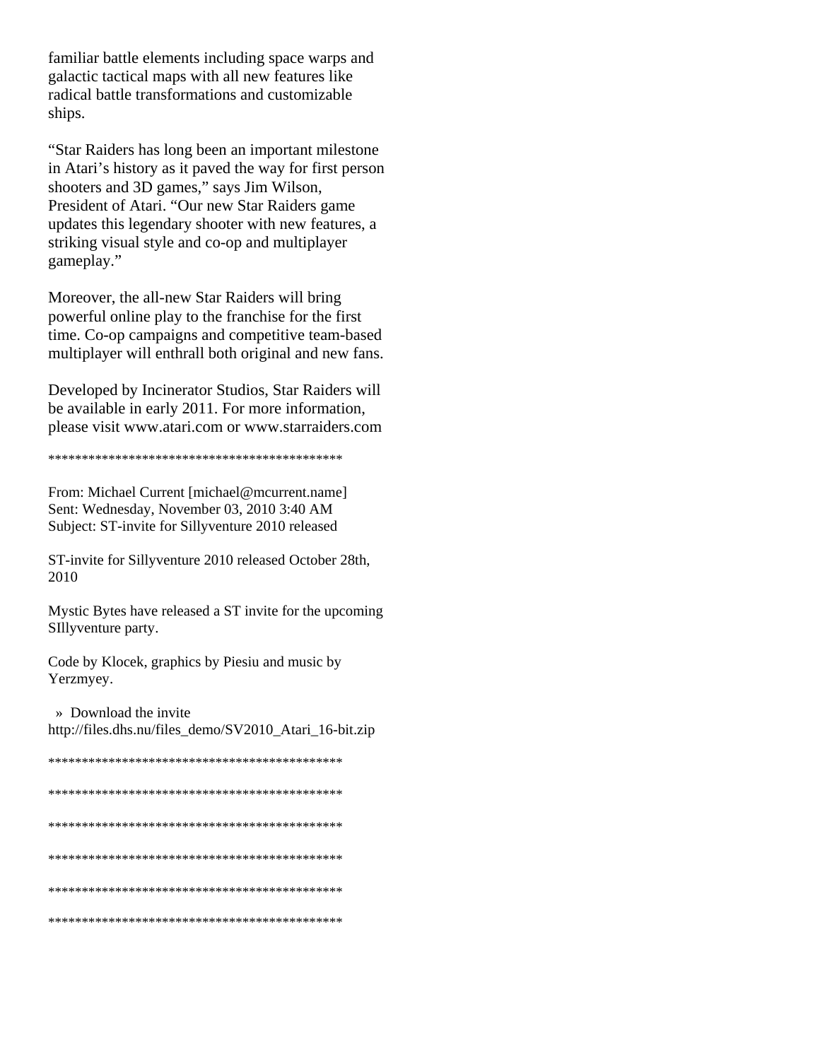familiar battle elements including space warps and galactic tactical maps with all new features like radical battle transformations and customizable ships.

“Star Raiders has long been an important milestone in Atari’s history as it paved the way for first person shooters and 3D games,” says Jim Wilson, President of Atari. “Our new Star Raiders game updates this legendary shooter with new features, a striking visual style and co-op and multiplayer gameplay.”

Moreover, the all-new Star Raiders will bring powerful online play to the franchise for the first time. Co-op campaigns and competitive team-based multiplayer will enthrall both original and new fans.

Developed by Incinerator Studios, Star Raiders will be available in early 2011. For more information, please visit www.atari.com or www.starraiders.com

********************************************

From: Michael Current [michael@mcurrent.name]
Sent: Wednesday, November 03, 2010 3:40 AM
Subject: ST-invite for Sillyventure 2010 released

ST-invite for Sillyventure 2010 released October 28th, 2010

Mystic Bytes have released a ST invite for the upcoming SIllyventure party.

Code by Klocek, graphics by Piesiu and music by Yerzmyey.

» Download the invite
http://files.dhs.nu/files_demo/SV2010_Atari_16-bit.zip

********************************************

********************************************

********************************************

********************************************

********************************************

********************************************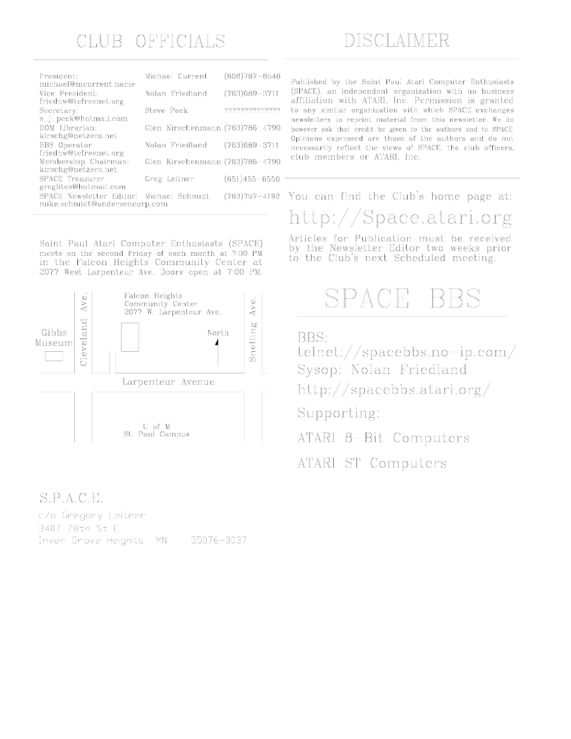# CLUB OFFICIALS

| | | |
|---|---|---|
| President: michael@mcurrent.name | Michael Current | (608)787-8548 |
| Vice President: friednw@tcfreenet.org | Nolan Friedland | (763)689-3711 |
| Secretary: s_j_peck@hotmail.com | Steve Peck | ?????????????? |
| DOM Librarian: kirschg@netzero.net | Glen Kirschenmann | (763)786-4790 |
| BBS Operator friednw@tcfreenet.org | Nolan Friedland | (763)689-3711 |
| Membership Chairman: kirschg@netzero.net | Glen Kirschenmann | (763)786-4790 |
| SPACE Treasurer greglites@hotmail.com | Greg Leitner | (651)455-6550 |
| SPACE Newsletter Editor: mike.schmidt@andersencorp.com | Michael Schmidt | (763)757-4192 |

Saint Paul Atari Computer Enthusiasts (SPACE) meets on the second Friday of each month at 7:30 PM in the Falcon Heights Community Center at 2077 West Larpenteur Ave. Doors open at 7:00 PM.

Falcon Heights Community Center 2077 W. Larpenteur Ave.

Gibbs Museum

Cleveland Ave.

Snelling Ave.

North

Larpenteur Avenue

U of M St. Paul Campus

# DISCLAIMER

Published by the Saint Paul Atari Computer Enthusiasts (SPACE), an independent organization with no business affiliation with ATARI, Inc. Permission is granted to any similar organization with which SPACE exchanges newsletters to reprint material from this newsletter. We do however ask that credit be given to the authors and to SPACE. Opinions expressed are those of the authors and do not necessarily reflect the views of SPACE, the club officers, club members or ATARI, Inc.

You can find the Club's home page at:

http://Space.atari.org

Articles for Publication must be received by the Newsletter Editor two weeks prior to the Club's next Scheduled meeting.

# SPACE BBS

BBS:
telnet://spacebbs.no-ip.com/

Sysop: Nolan Friedland

http://spacebbs.atari.org/

Supporting:

ATARI 8-Bit Computers

ATARI ST Computers

S.P.A.C.E.
c/o Gregory Leitner
3407 78th St E
Inver Grove Heights MN 55076-3037